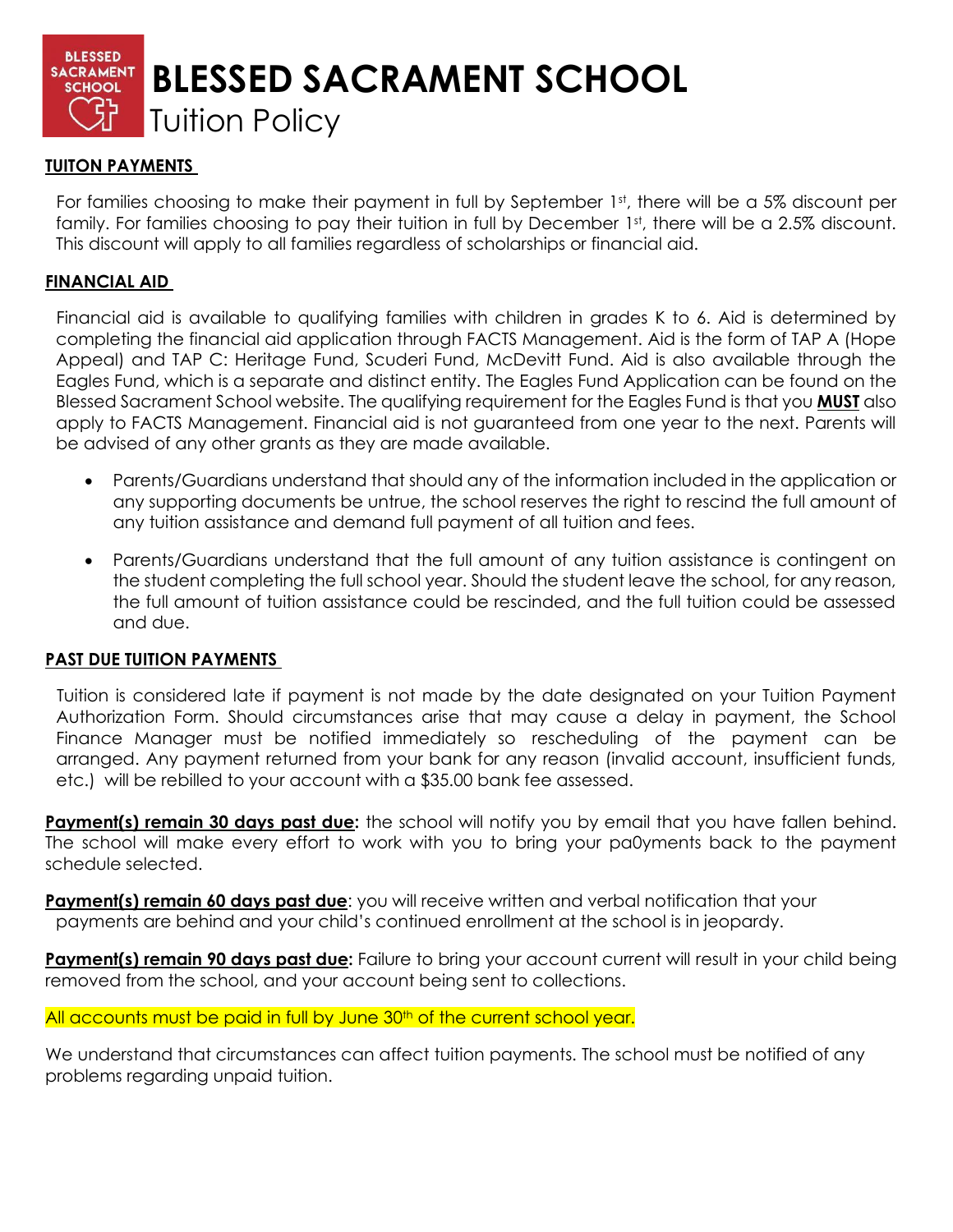# BLESSED SACRAMENT SCHOOL

## Tuition Policy

### TUITON PAYMENTS

For families choosing to make their payment in full by September 1st, there will be a 5% discount per family. For families choosing to pay their tuition in full by December 1st, there will be a 2.5% discount. This discount will apply to all families regardless of scholarships or financial aid.

### FINANCIAL AID

Financial aid is available to qualifying families with children in grades K to 6. Aid is determined by completing the financial aid application through FACTS Management. Aid is the form of TAP A (Hope Appeal) and TAP C: Heritage Fund, Scuderi Fund, McDevitt Fund. Aid is also available through the Eagles Fund, which is a separate and distinct entity. The Eagles Fund Application can be found on the Blessed Sacrament School website. The qualifying requirement for the Eagles Fund is that you **MUST** also apply to FACTS Management. Financial aid is not guaranteed from one year to the next. Parents will be advised of any other grants as they are made available.

- Parents/Guardians understand that should any of the information included in the application or any supporting documents be untrue, the school reserves the right to rescind the full amount of any tuition assistance and demand full payment of all tuition and fees.
- Parents/Guardians understand that the full amount of any tuition assistance is contingent on the student completing the full school year. Should the student leave the school, for any reason, the full amount of tuition assistance could be rescinded, and the full tuition could be assessed and due.

### PAST DUE TUITION PAYMENTS

Tuition is considered late if payment is not made by the date designated on your Tuition Payment Authorization Form. Should circumstances arise that may cause a delay in payment, the School Finance Manager must be notified immediately so rescheduling of the payment can be arranged. Any payment returned from your bank for any reason (invalid account, insufficient funds, etc.) will be rebilled to your account with a $35.00 bank fee assessed.

**Payment(s) remain 30 days past due:** the school will notify you by email that you have fallen behind. The school will make every effort to work with you to bring your pa0yments back to the payment schedule selected.

**Payment(s) remain 60 days past due**: you will receive written and verbal notification that your payments are behind and your child's continued enrollment at the school is in jeopardy.

**Payment(s) remain 90 days past due:** Failure to bring your account current will result in your child being removed from the school, and your account being sent to collections.

All accounts must be paid in full by June 30th of the current school year.

We understand that circumstances can affect tuition payments. The school must be notified of any problems regarding unpaid tuition.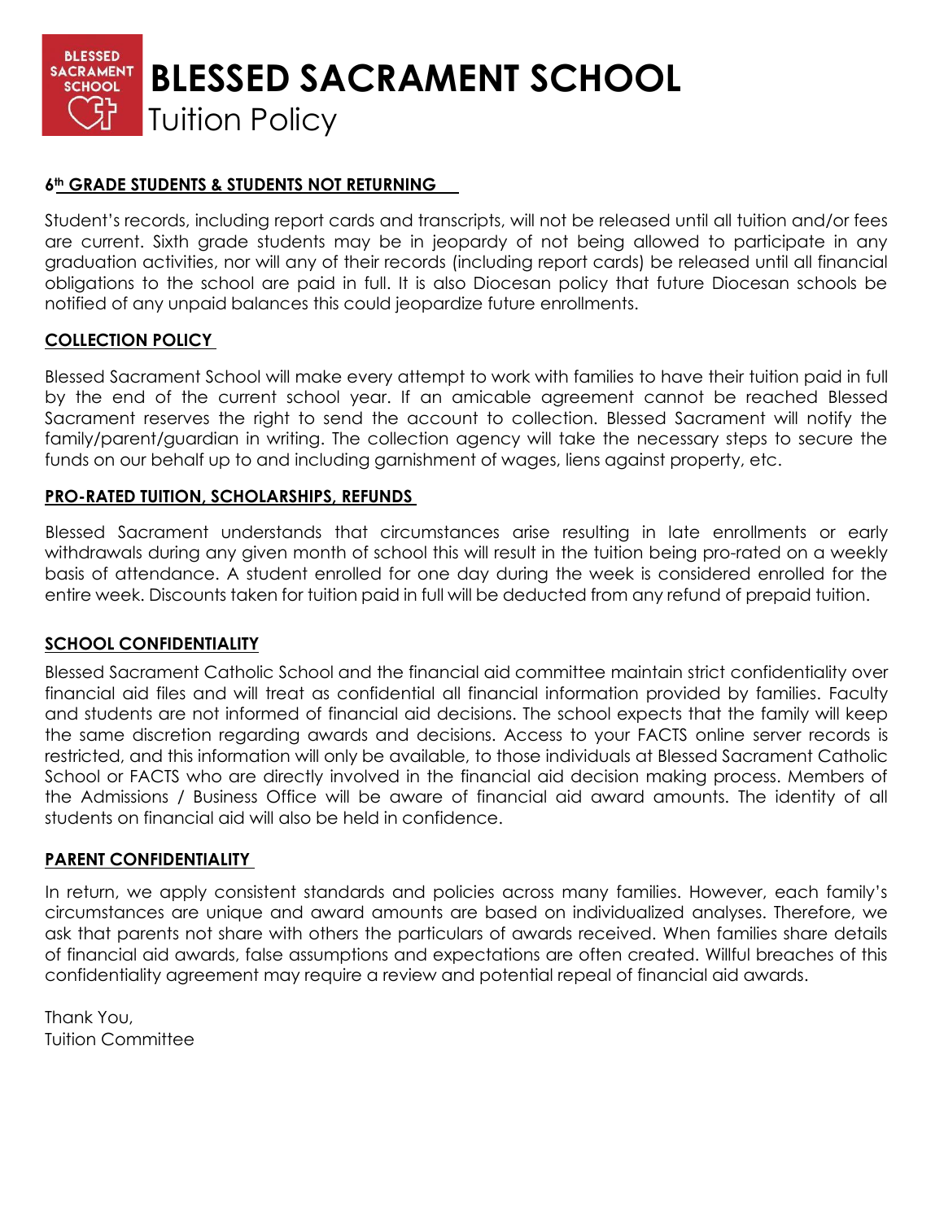# BLESSED SACRAMENT SCHOOL

Tuition Policy

**6th GRADE STUDENTS & STUDENTS NOT RETURNING**

Student's records, including report cards and transcripts, will not be released until all tuition and/or fees are current. Sixth grade students may be in jeopardy of not being allowed to participate in any graduation activities, nor will any of their records (including report cards) be released until all financial obligations to the school are paid in full. It is also Diocesan policy that future Diocesan schools be notified of any unpaid balances this could jeopardize future enrollments.

**COLLECTION POLICY**

Blessed Sacrament School will make every attempt to work with families to have their tuition paid in full by the end of the current school year. If an amicable agreement cannot be reached Blessed Sacrament reserves the right to send the account to collection. Blessed Sacrament will notify the family/parent/guardian in writing. The collection agency will take the necessary steps to secure the funds on our behalf up to and including garnishment of wages, liens against property, etc.

**PRO-RATED TUITION, SCHOLARSHIPS, REFUNDS**

Blessed Sacrament understands that circumstances arise resulting in late enrollments or early withdrawals during any given month of school this will result in the tuition being pro-rated on a weekly basis of attendance. A student enrolled for one day during the week is considered enrolled for the entire week. Discounts taken for tuition paid in full will be deducted from any refund of prepaid tuition.

**SCHOOL CONFIDENTIALITY**

Blessed Sacrament Catholic School and the financial aid committee maintain strict confidentiality over financial aid files and will treat as confidential all financial information provided by families. Faculty and students are not informed of financial aid decisions. The school expects that the family will keep the same discretion regarding awards and decisions. Access to your FACTS online server records is restricted, and this information will only be available, to those individuals at Blessed Sacrament Catholic School or FACTS who are directly involved in the financial aid decision making process. Members of the Admissions / Business Office will be aware of financial aid award amounts. The identity of all students on financial aid will also be held in confidence.

**PARENT CONFIDENTIALITY**

In return, we apply consistent standards and policies across many families. However, each family's circumstances are unique and award amounts are based on individualized analyses. Therefore, we ask that parents not share with others the particulars of awards received. When families share details of financial aid awards, false assumptions and expectations are often created. Willful breaches of this confidentiality agreement may require a review and potential repeal of financial aid awards.

Thank You,
Tuition Committee